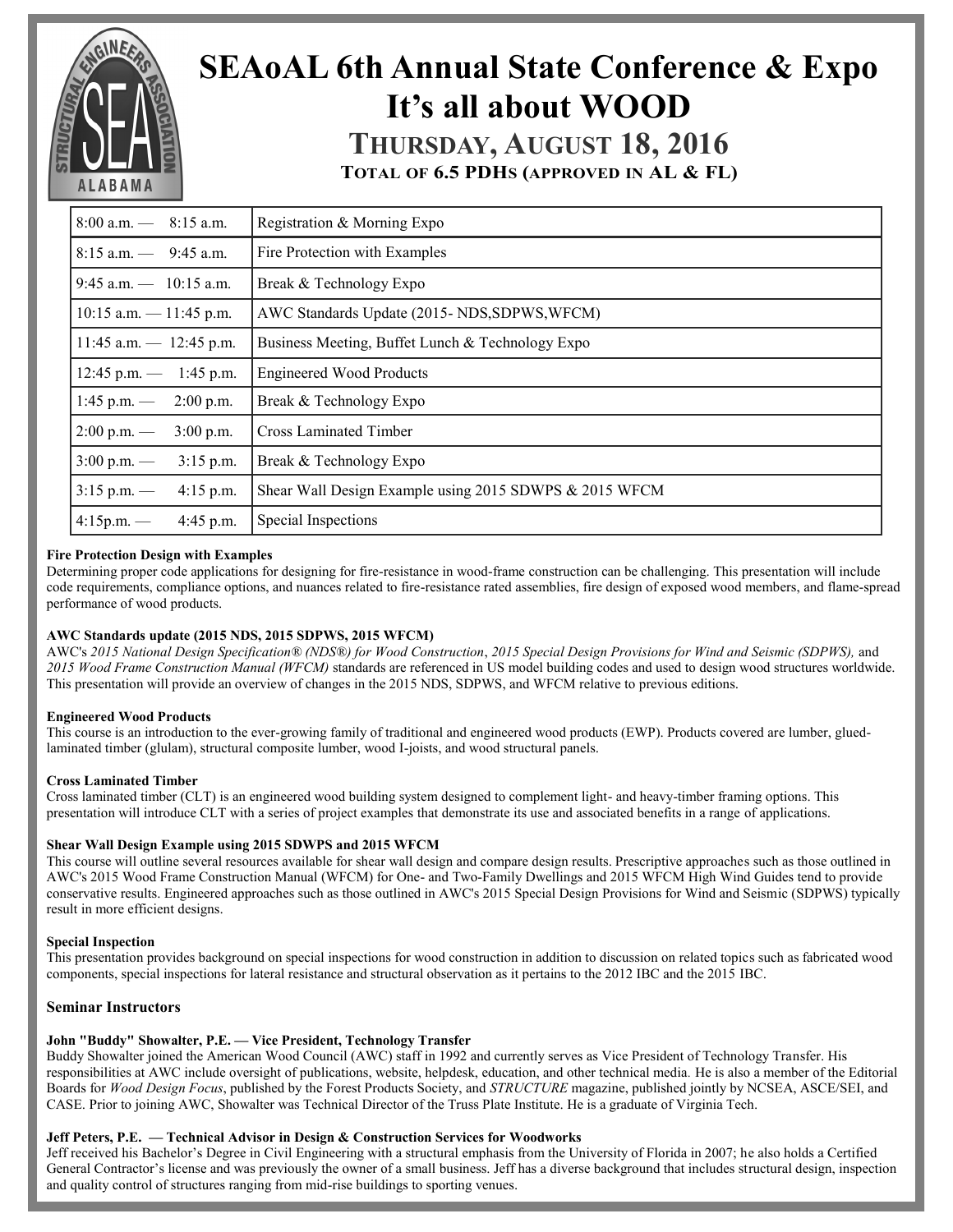# SEAoAL 6th Annual State Conference & Expo

# It's all about WOOD

## THURSDAY, AUGUST 18, 2016

### TOTAL OF 6.5 PDHS (APPROVED IN AL & FL)

| Time | Session |
|---|---|
| 8:00 a.m. — 8:15 a.m. | Registration & Morning Expo |
| 8:15 a.m. — 9:45 a.m. | Fire Protection with Examples |
| 9:45 a.m. — 10:15 a.m. | Break & Technology Expo |
| 10:15 a.m. — 11:45 p.m. | AWC Standards Update (2015- NDS,SDPWS,WFCM) |
| 11:45 a.m. — 12:45 p.m. | Business Meeting, Buffet Lunch & Technology Expo |
| 12:45 p.m. — 1:45 p.m. | Engineered Wood Products |
| 1:45 p.m. — 2:00 p.m. | Break & Technology Expo |
| 2:00 p.m. — 3:00 p.m. | Cross Laminated Timber |
| 3:00 p.m. — 3:15 p.m. | Break & Technology Expo |
| 3:15 p.m. — 4:15 p.m. | Shear Wall Design Example using 2015 SDWPS & 2015 WFCM |
| 4:15p.m. — 4:45 p.m. | Special Inspections |

**Fire Protection Design with Examples**

Determining proper code applications for designing for fire-resistance in wood-frame construction can be challenging. This presentation will include code requirements, compliance options, and nuances related to fire-resistance rated assemblies, fire design of exposed wood members, and flame-spread performance of wood products.

**AWC Standards update (2015 NDS, 2015 SDPWS, 2015 WFCM)**

AWC's *2015 National Design Specification® (NDS®) for Wood Construction*, *2015 Special Design Provisions for Wind and Seismic (SDPWS),* and *2015 Wood Frame Construction Manual (WFCM)* standards are referenced in US model building codes and used to design wood structures worldwide. This presentation will provide an overview of changes in the 2015 NDS, SDPWS, and WFCM relative to previous editions.

**Engineered Wood Products**

This course is an introduction to the ever-growing family of traditional and engineered wood products (EWP). Products covered are lumber, glued-laminated timber (glulam), structural composite lumber, wood I-joists, and wood structural panels.

**Cross Laminated Timber**

Cross laminated timber (CLT) is an engineered wood building system designed to complement light- and heavy-timber framing options. This presentation will introduce CLT with a series of project examples that demonstrate its use and associated benefits in a range of applications.

**Shear Wall Design Example using 2015 SDWPS and 2015 WFCM**

This course will outline several resources available for shear wall design and compare design results. Prescriptive approaches such as those outlined in AWC's 2015 Wood Frame Construction Manual (WFCM) for One- and Two-Family Dwellings and 2015 WFCM High Wind Guides tend to provide conservative results. Engineered approaches such as those outlined in AWC's 2015 Special Design Provisions for Wind and Seismic (SDPWS) typically result in more efficient designs.

**Special Inspection**

This presentation provides background on special inspections for wood construction in addition to discussion on related topics such as fabricated wood components, special inspections for lateral resistance and structural observation as it pertains to the 2012 IBC and the 2015 IBC.

### Seminar Instructors

**John "Buddy" Showalter, P.E. — Vice President, Technology Transfer**

Buddy Showalter joined the American Wood Council (AWC) staff in 1992 and currently serves as Vice President of Technology Transfer. His responsibilities at AWC include oversight of publications, website, helpdesk, education, and other technical media. He is also a member of the Editorial Boards for *Wood Design Focus*, published by the Forest Products Society, and *STRUCTURE* magazine, published jointly by NCSEA, ASCE/SEI, and CASE. Prior to joining AWC, Showalter was Technical Director of the Truss Plate Institute. He is a graduate of Virginia Tech.

**Jeff Peters, P.E. — Technical Advisor in Design & Construction Services for Woodworks**

Jeff received his Bachelor's Degree in Civil Engineering with a structural emphasis from the University of Florida in 2007; he also holds a Certified General Contractor's license and was previously the owner of a small business. Jeff has a diverse background that includes structural design, inspection and quality control of structures ranging from mid-rise buildings to sporting venues.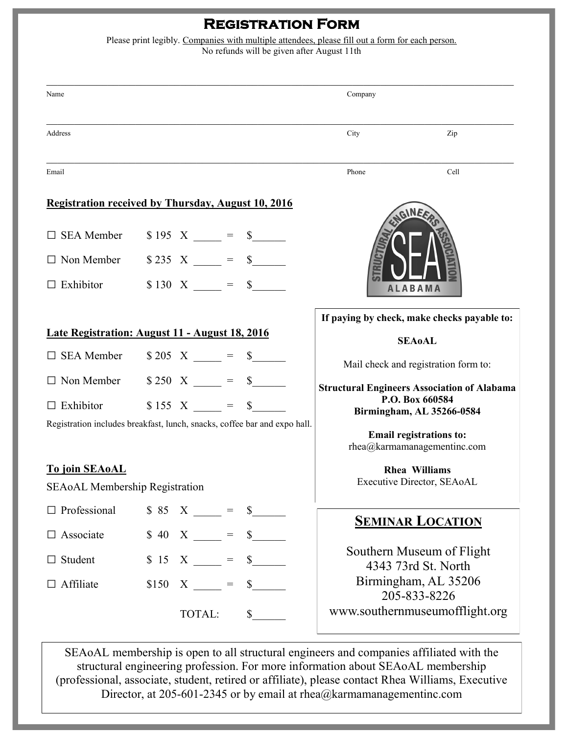# Registration Form

Please print legibly. Companies with multiple attendees, please fill out a form for each person.
No refunds will be given after August 11th

Name ______________________ Company ______________________

Address ______________________ City ____________ Zip ____________

Email ______________________ Phone ____________ Cell ____________

**Registration received by Thursday, August 10, 2016**

☐ SEA Member $ 195 X _____ = $______

☐ Non Member $ 235 X _____ = $______

☐ Exhibitor $ 130 X _____ = $______

**Late Registration: August 11 - August 18, 2016**

☐ SEA Member $ 205 X _____ = $______

☐ Non Member $ 250 X _____ = $______

☐ Exhibitor $ 155 X _____ = $______

Registration includes breakfast, lunch, snacks, coffee bar and expo hall.

**To join SEAoAL**

SEAoAL Membership Registration

☐ Professional $ 85 X _____ = $______

☐ Associate $ 40 X _____ = $______

☐ Student $ 15 X _____ = $______

☐ Affiliate $150 X _____ = $______

TOTAL: $______

**If paying by check, make checks payable to:**

**SEAoAL**

Mail check and registration form to:

**Structural Engineers Association of Alabama**
**P.O. Box 660584**
**Birmingham, AL 35266-0584**

**Email registrations to:**
rhea@karmamanagementinc.com

**Rhea Williams**
Executive Director, SEAoAL

## Seminar Location

Southern Museum of Flight
4343 73rd St. North
Birmingham, AL 35206
205-833-8226
www.southernmuseumofflight.org

SEAoAL membership is open to all structural engineers and companies affiliated with the structural engineering profession. For more information about SEAoAL membership (professional, associate, student, retired or affiliate), please contact Rhea Williams, Executive Director, at 205-601-2345 or by email at rhea@karmamanagementinc.com